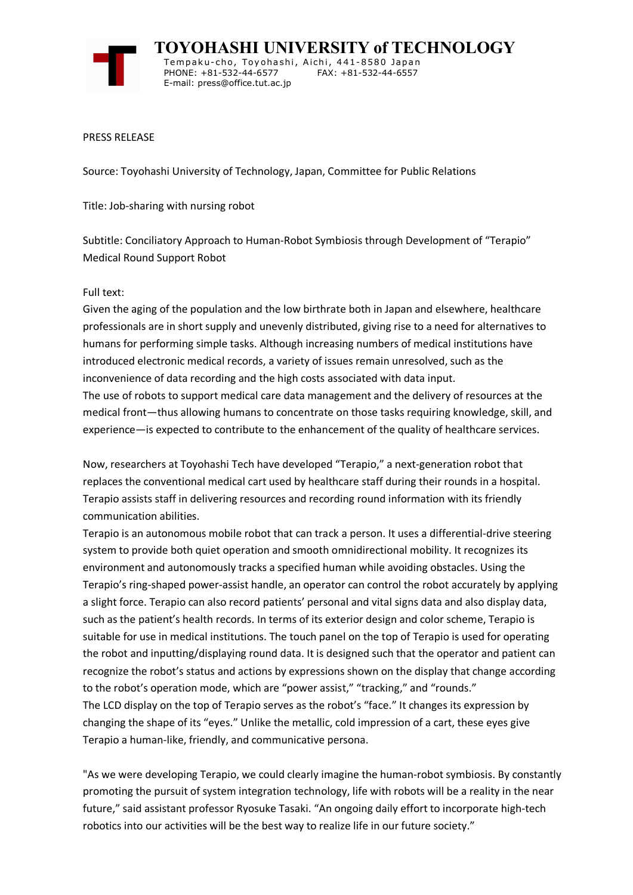# TOYOHASHI UNIVERSITY of TECHNOLOGY

Tempaku-cho, Toyohashi, Aichi, 441-8580 Japan
PHONE: +81-532-44-6577 FAX: +81-532-44-6557
E-mail: press@office.tut.ac.jp

PRESS RELEASE

Source: Toyohashi University of Technology, Japan, Committee for Public Relations

Title: Job-sharing with nursing robot

Subtitle: Conciliatory Approach to Human-Robot Symbiosis through Development of "Terapio" Medical Round Support Robot

Full text:

Given the aging of the population and the low birthrate both in Japan and elsewhere, healthcare professionals are in short supply and unevenly distributed, giving rise to a need for alternatives to humans for performing simple tasks. Although increasing numbers of medical institutions have introduced electronic medical records, a variety of issues remain unresolved, such as the inconvenience of data recording and the high costs associated with data input.

The use of robots to support medical care data management and the delivery of resources at the medical front—thus allowing humans to concentrate on those tasks requiring knowledge, skill, and experience—is expected to contribute to the enhancement of the quality of healthcare services.

Now, researchers at Toyohashi Tech have developed "Terapio," a next-generation robot that replaces the conventional medical cart used by healthcare staff during their rounds in a hospital. Terapio assists staff in delivering resources and recording round information with its friendly communication abilities.

Terapio is an autonomous mobile robot that can track a person. It uses a differential-drive steering system to provide both quiet operation and smooth omnidirectional mobility. It recognizes its environment and autonomously tracks a specified human while avoiding obstacles. Using the Terapio's ring-shaped power-assist handle, an operator can control the robot accurately by applying a slight force. Terapio can also record patients' personal and vital signs data and also display data, such as the patient's health records. In terms of its exterior design and color scheme, Terapio is suitable for use in medical institutions. The touch panel on the top of Terapio is used for operating the robot and inputting/displaying round data. It is designed such that the operator and patient can recognize the robot's status and actions by expressions shown on the display that change according to the robot's operation mode, which are "power assist," "tracking," and "rounds."

The LCD display on the top of Terapio serves as the robot's "face." It changes its expression by changing the shape of its "eyes." Unlike the metallic, cold impression of a cart, these eyes give Terapio a human-like, friendly, and communicative persona.

"As we were developing Terapio, we could clearly imagine the human-robot symbiosis. By constantly promoting the pursuit of system integration technology, life with robots will be a reality in the near future," said assistant professor Ryosuke Tasaki. "An ongoing daily effort to incorporate high-tech robotics into our activities will be the best way to realize life in our future society."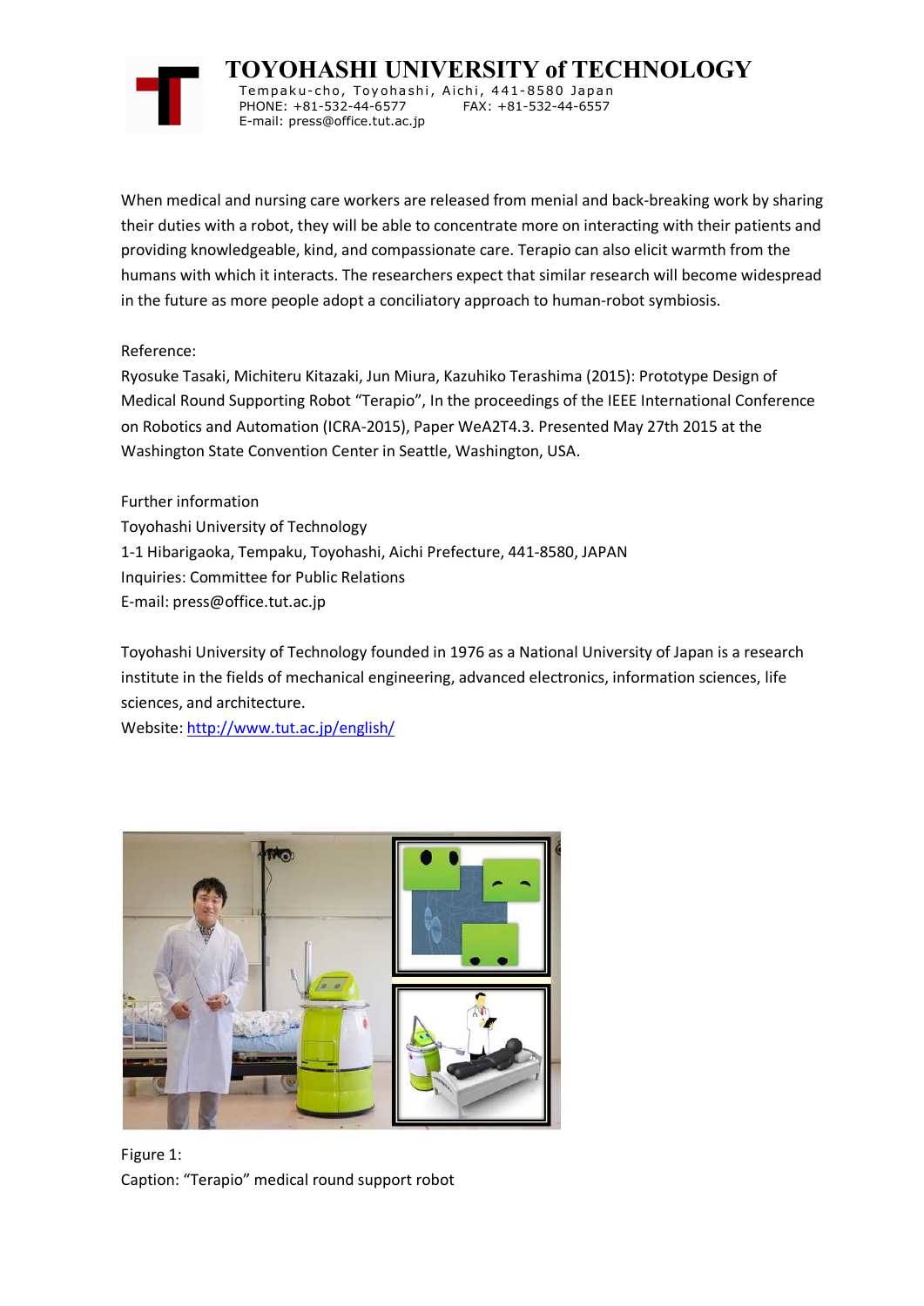When medical and nursing care workers are released from menial and back-breaking work by sharing their duties with a robot, they will be able to concentrate more on interacting with their patients and providing knowledgeable, kind, and compassionate care. Terapio can also elicit warmth from the humans with which it interacts. The researchers expect that similar research will become widespread in the future as more people adopt a conciliatory approach to human-robot symbiosis.

Reference:
Ryosuke Tasaki, Michiteru Kitazaki, Jun Miura, Kazuhiko Terashima (2015): Prototype Design of Medical Round Supporting Robot "Terapio", In the proceedings of the IEEE International Conference on Robotics and Automation (ICRA-2015), Paper WeA2T4.3. Presented May 27th 2015 at the Washington State Convention Center in Seattle, Washington, USA.

Further information
Toyohashi University of Technology
1-1 Hibarigaoka, Tempaku, Toyohashi, Aichi Prefecture, 441-8580, JAPAN
Inquiries: Committee for Public Relations
E-mail: press@office.tut.ac.jp

Toyohashi University of Technology founded in 1976 as a National University of Japan is a research institute in the fields of mechanical engineering, advanced electronics, information sciences, life sciences, and architecture.
Website: http://www.tut.ac.jp/english/

Figure 1:
Caption: "Terapio" medical round support robot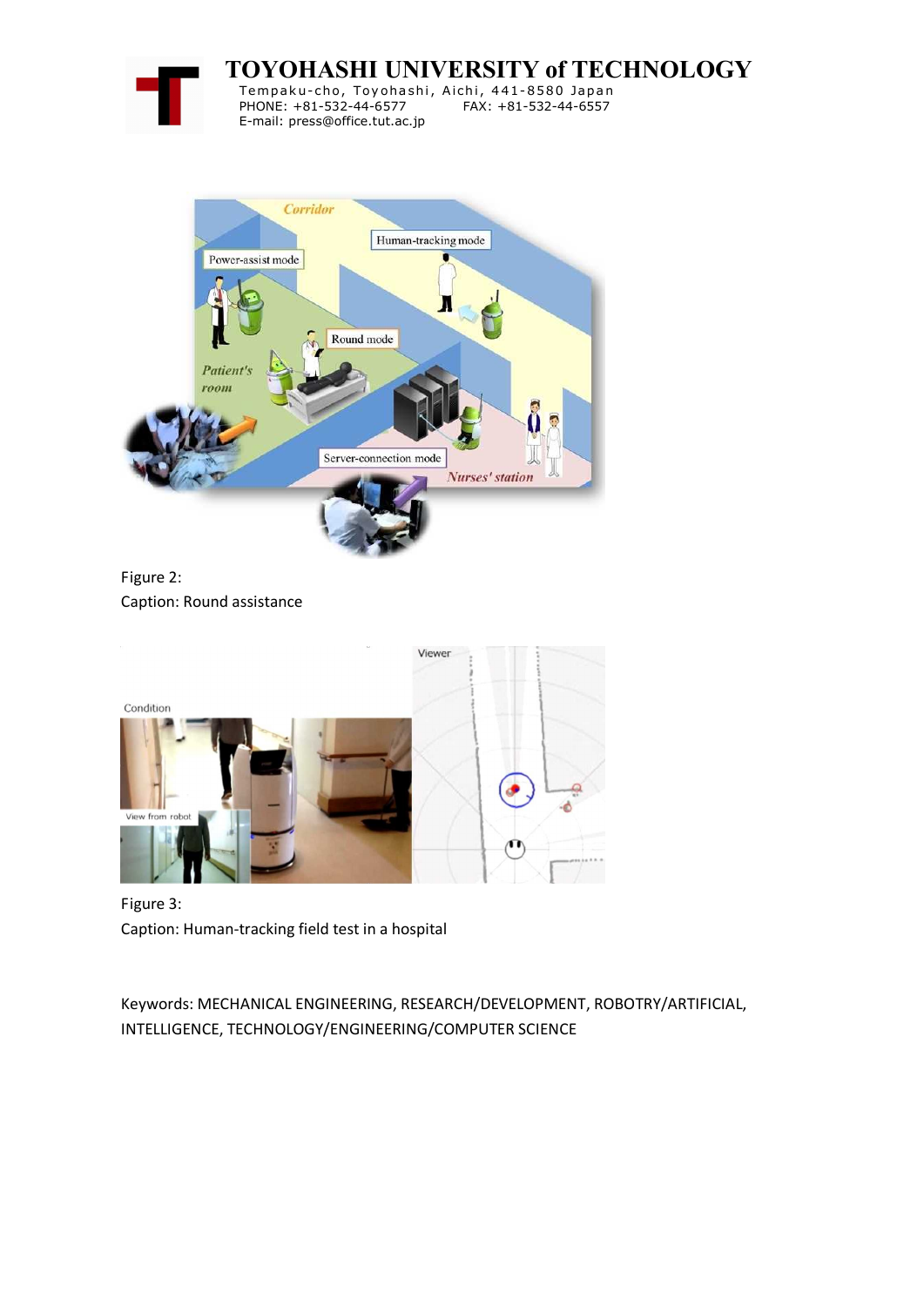Figure 2:
Caption: Round assistance

Figure 3:
Caption: Human-tracking field test in a hospital

Keywords: MECHANICAL ENGINEERING, RESEARCH/DEVELOPMENT, ROBOTRY/ARTIFICIAL, INTELLIGENCE, TECHNOLOGY/ENGINEERING/COMPUTER SCIENCE